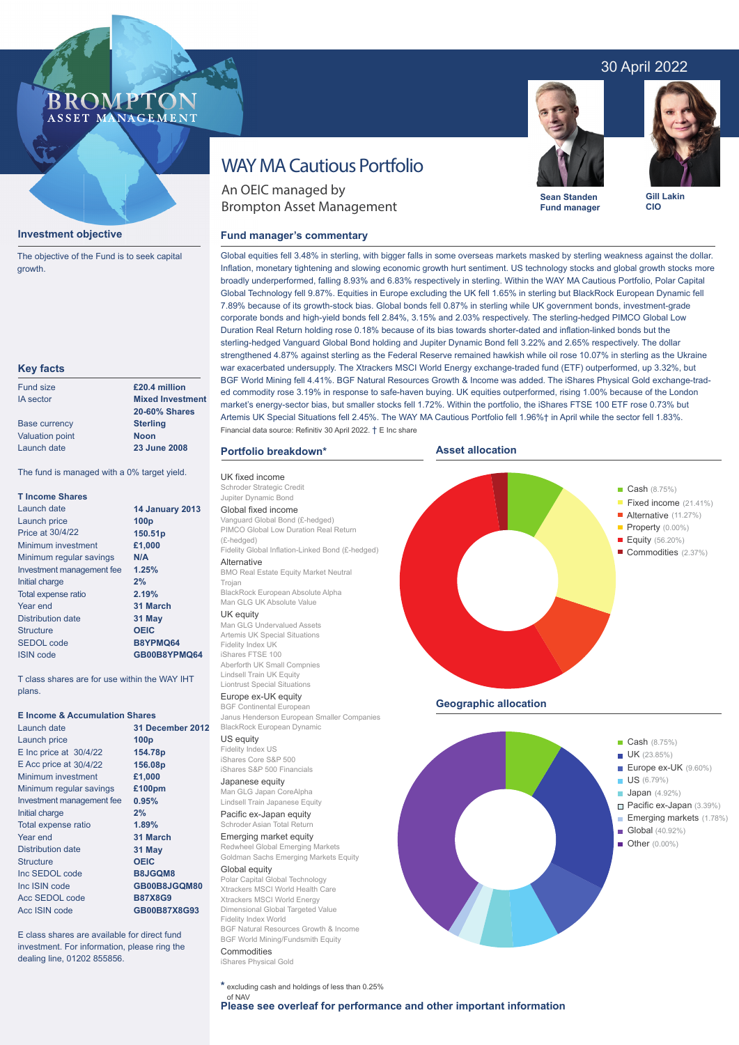30 April 2022

BROMPTON ASSET MANAGEMENT

# WAY MA Cautious Portfolio

An OEIC managed by Brompton Asset Management

**Sean Standen**
**Fund manager**

**Gill Lakin**
**CIO**

## Investment objective

The objective of the Fund is to seek capital growth.

## Key facts

| | |
|---|---|
| Fund size | **£20.4 million** |
| IA sector | **Mixed Investment 20-60% Shares** |
| Base currency | **Sterling** |
| Valuation point | **Noon** |
| Launch date | **23 June 2008** |

The fund is managed with a 0% target yield.

### T Income Shares

| | |
|---|---|
| Launch date | **14 January 2013** |
| Launch price | **100p** |
| Price at 30/4/22 | **150.51p** |
| Minimum investment | **£1,000** |
| Minimum regular savings | **N/A** |
| Investment management fee | **1.25%** |
| Initial charge | **2%** |
| Total expense ratio | **2.19%** |
| Year end | **31 March** |
| Distribution date | **31 May** |
| Structure | **OEIC** |
| SEDOL code | **B8YPMQ64** |
| ISIN code | **GB00B8YPMQ64** |

T class shares are for use within the WAY IHT plans.

### E Income & Accumulation Shares

| | |
|---|---|
| Launch date | **31 December 2012** |
| Launch price | **100p** |
| E Inc price at 30/4/22 | **154.78p** |
| E Acc price at 30/4/22 | **156.08p** |
| Minimum investment | **£1,000** |
| Minimum regular savings | **£100pm** |
| Investment management fee | **0.95%** |
| Initial charge | **2%** |
| Total expense ratio | **1.89%** |
| Year end | **31 March** |
| Distribution date | **31 May** |
| Structure | **OEIC** |
| Inc SEDOL code | **B8JGQM8** |
| Inc ISIN code | **GB00B8JGQM80** |
| Acc SEDOL code | **B87X8G9** |
| Acc ISIN code | **GB00B87X8G93** |

E class shares are available for direct fund investment. For information, please ring the dealing line, 01202 855856.

## Fund manager's commentary

Global equities fell 3.48% in sterling, with bigger falls in some overseas markets masked by sterling weakness against the dollar. Inflation, monetary tightening and slowing economic growth hurt sentiment. US technology stocks and global growth stocks more broadly underperformed, falling 8.93% and 6.83% respectively in sterling. Within the WAY MA Cautious Portfolio, Polar Capital Global Technology fell 9.87%. Equities in Europe excluding the UK fell 1.65% in sterling but BlackRock European Dynamic fell 7.89% because of its growth-stock bias. Global bonds fell 0.87% in sterling while UK government bonds, investment-grade corporate bonds and high-yield bonds fell 2.84%, 3.15% and 2.03% respectively. The sterling-hedged PIMCO Global Low Duration Real Return holding rose 0.18% because of its bias towards shorter-dated and inflation-linked bonds but the sterling-hedged Vanguard Global Bond holding and Jupiter Dynamic Bond fell 3.22% and 2.65% respectively. The dollar strengthened 4.87% against sterling as the Federal Reserve remained hawkish while oil rose 10.07% in sterling as the Ukraine war exacerbated undersupply. The Xtrackers MSCI World Energy exchange-traded fund (ETF) outperformed, up 3.32%, but BGF World Mining fell 4.41%. BGF Natural Resources Growth & Income was added. The iShares Physical Gold exchange-traded commodity rose 3.19% in response to safe-haven buying. UK equities outperformed, rising 1.00% because of the London market's energy-sector bias, but smaller stocks fell 1.72%. Within the portfolio, the iShares FTSE 100 ETF rose 0.73% but Artemis UK Special Situations fell 2.45%. The WAY MA Cautious Portfolio fell 1.96%† in April while the sector fell 1.83%.

Financial data source: Refinitiv 30 April 2022. † E Inc share

## Portfolio breakdown*

**UK fixed income**
- Schroder Strategic Credit
- Jupiter Dynamic Bond

**Global fixed income**
- Vanguard Global Bond (£-hedged)
- PIMCO Global Low Duration Real Return (£-hedged)
- Fidelity Global Inflation-Linked Bond (£-hedged)

**Alternative**
- BMO Real Estate Equity Market Neutral
- Trojan
- BlackRock European Absolute Alpha
- Man GLG UK Absolute Value

**UK equity**
- Man GLG Undervalued Assets
- Artemis UK Special Situations
- Fidelity Index UK
- iShares FTSE 100
- Aberforth UK Small Compnies
- Lindsell Train UK Equity
- Liontrust Special Situations

**Europe ex-UK equity**
- BGF Continental European
- Janus Henderson European Smaller Companies
- BlackRock European Dynamic

**US equity**
- Fidelity Index US
- iShares Core S&P 500
- iShares S&P 500 Financials

**Japanese equity**
- Man GLG Japan CoreAlpha
- Lindsell Train Japanese Equity

**Pacific ex-Japan equity**
- Schroder Asian Total Return

**Emerging market equity**
- Redwheel Global Emerging Markets
- Goldman Sachs Emerging Markets Equity

**Global equity**
- Polar Capital Global Technology
- Xtrackers MSCI World Health Care
- Xtrackers MSCI World Energy
- Dimensional Global Targeted Value
- Fidelity Index World
- BGF Natural Resources Growth & Income
- BGF World Mining/Fundsmith Equity

**Commodities**
- iShares Physical Gold

\* excluding cash and holdings of less than 0.25% of NAV

## Asset allocation

- Cash (8.75%)
- Fixed income (21.41%)
- Alternative (11.27%)
- Property (0.00%)
- Equity (56.20%)
- Commodities (2.37%)

## Geographic allocation

- Cash (8.75%)
- UK (23.85%)
- Europe ex-UK (9.60%)
- US (6.79%)
- Japan (4.92%)
- Pacific ex-Japan (3.39%)
- Emerging markets (1.78%)
- Global (40.92%)
- Other (0.00%)

**Please see overleaf for performance and other important information**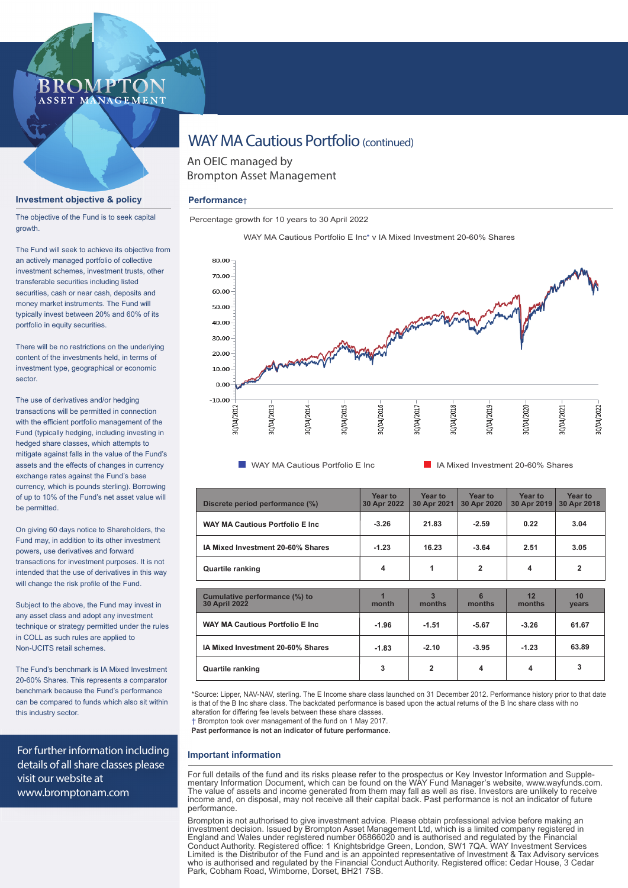BROMPTON ASSET MANAGEMENT

# WAY MA Cautious Portfolio (continued)

An OEIC managed by
Brompton Asset Management

## Investment objective & policy

The objective of the Fund is to seek capital growth.

The Fund will seek to achieve its objective from an actively managed portfolio of collective investment schemes, investment trusts, other transferable securities including listed securities, cash or near cash, deposits and money market instruments. The Fund will typically invest between 20% and 60% of its portfolio in equity securities.

There will be no restrictions on the underlying content of the investments held, in terms of investment type, geographical or economic sector.

The use of derivatives and/or hedging transactions will be permitted in connection with the efficient portfolio management of the Fund (typically hedging, including investing in hedged share classes, which attempts to mitigate against falls in the value of the Fund's assets and the effects of changes in currency exchange rates against the Fund's base currency, which is pounds sterling). Borrowing of up to 10% of the Fund's net asset value will be permitted.

On giving 60 days notice to Shareholders, the Fund may, in addition to its other investment powers, use derivatives and forward transactions for investment purposes. It is not intended that the use of derivatives in this way will change the risk profile of the Fund.

Subject to the above, the Fund may invest in any asset class and adopt any investment technique or strategy permitted under the rules in COLL as such rules are applied to Non-UCITS retail schemes.

The Fund's benchmark is IA Mixed Investment 20-60% Shares. This represents a comparator benchmark because the Fund's performance can be compared to funds which also sit within this industry sector.

For further information including details of all share classes please visit our website at www.bromptonam.com

## Performance†

Percentage growth for 10 years to 30 April 2022

WAY MA Cautious Portfolio E Inc* v IA Mixed Investment 20-60% Shares

80.00
70.00
60.00
50.00
40.00
30.00
20.00
10.00
0.00
-10.00

30/04/2012
30/04/2013
30/04/2014
30/04/2015
30/04/2016
30/04/2017
30/04/2018
30/04/2019
30/04/2020
30/04/2021
30/04/2022

WAY MA Cautious Portfolio E Inc
IA Mixed Investment 20-60% Shares

| Discrete period performance (%) | Year to 30 Apr 2022 | Year to 30 Apr 2021 | Year to 30 Apr 2020 | Year to 30 Apr 2019 | Year to 30 Apr 2018 |
|---|---|---|---|---|---|
| WAY MA Cautious Portfolio E Inc | -3.26 | 21.83 | -2.59 | 0.22 | 3.04 |
| IA Mixed Investment 20-60% Shares | -1.23 | 16.23 | -3.64 | 2.51 | 3.05 |
| Quartile ranking | 4 | 1 | 2 | 4 | 2 |

| Cumulative performance (%) to 30 April 2022 | 1 month | 3 months | 6 months | 12 months | 10 years |
|---|---|---|---|---|---|
| WAY MA Cautious Portfolio E Inc | -1.96 | -1.51 | -5.67 | -3.26 | 61.67 |
| IA Mixed Investment 20-60% Shares | -1.83 | -2.10 | -3.95 | -1.23 | 63.89 |
| Quartile ranking | 3 | 2 | 4 | 4 | 3 |

*Source: Lipper, NAV-NAV, sterling. The E Income share class launched on 31 December 2012. Performance history prior to that date is that of the B Inc share class. The backdated performance is based upon the actual returns of the B Inc share class with no alteration for differing fee levels between these share classes.
† Brompton took over management of the fund on 1 May 2017.
**Past performance is not an indicator of future performance.**

## Important information

For full details of the fund and its risks please refer to the prospectus or Key Investor Information and Supplementary Information Document, which can be found on the WAY Fund Manager's website, www.wayfunds.com. The value of assets and income generated from them may fall as well as rise. Investors are unlikely to receive income and, on disposal, may not receive all their capital back. Past performance is not an indicator of future performance.

Brompton is not authorised to give investment advice. Please obtain professional advice before making an investment decision. Issued by Brompton Asset Management Ltd, which is a limited company registered in England and Wales under registered number 06866020 and is authorised and regulated by the Financial Conduct Authority. Registered office: 1 Knightsbridge Green, London, SW1 7QA. WAY Investment Services Limited is the Distributor of the Fund and is an appointed representative of Investment & Tax Advisory services who is authorised and regulated by the Financial Conduct Authority. Registered office: Cedar House, 3 Cedar Park, Cobham Road, Wimborne, Dorset, BH21 7SB.